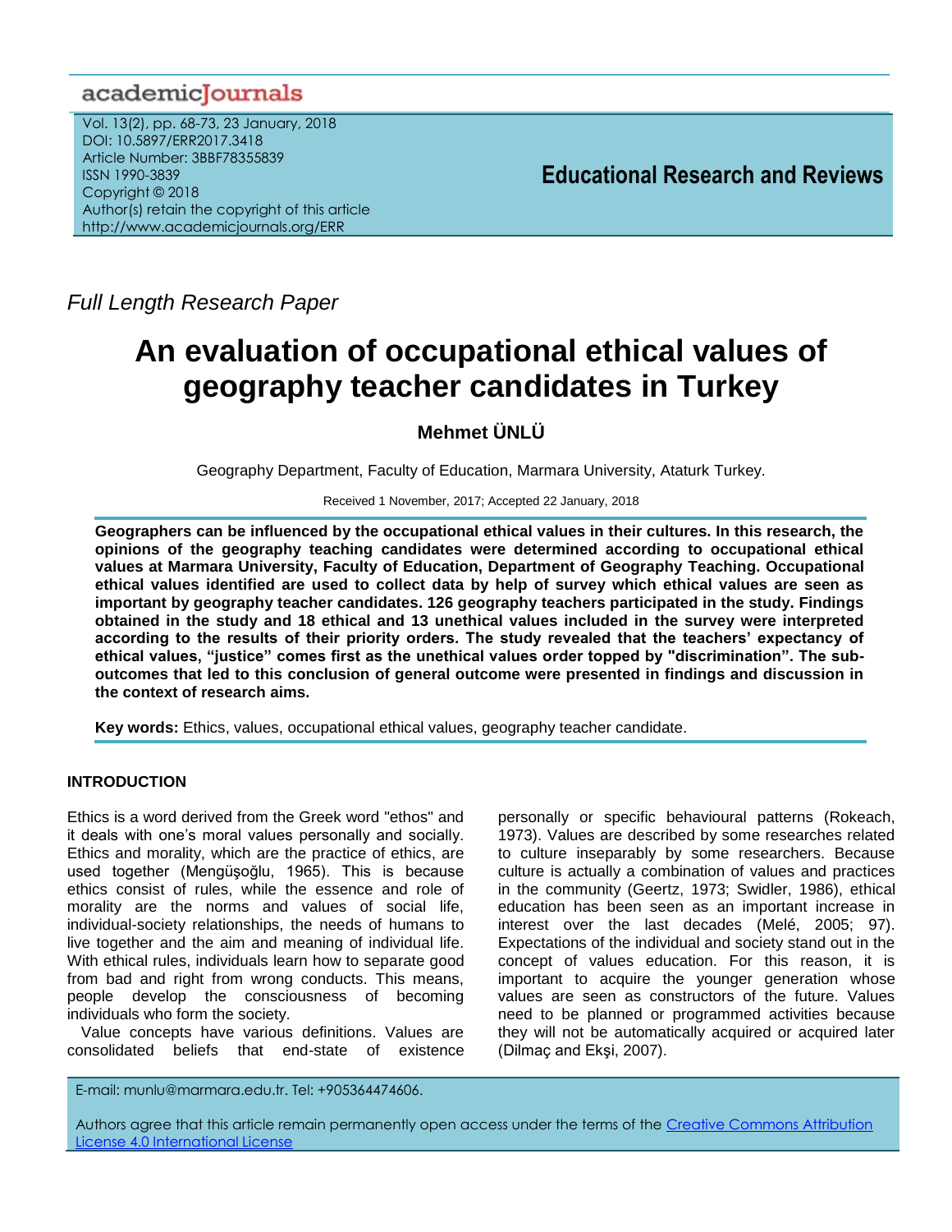academicJournals

Vol. 13(2), pp. 68-73, 23 January, 2018
DOI: 10.5897/ERR2017.3418
Article Number: 3BBF78355839
ISSN 1990-3839
Copyright © 2018
Author(s) retain the copyright of this article
http://www.academicjournals.org/ERR

**Educational Research and Reviews**

*Full Length Research Paper*

# An evaluation of occupational ethical values of geography teacher candidates in Turkey

**Mehmet ÜNLÜ**

Geography Department, Faculty of Education, Marmara University, Ataturk Turkey.

Received 1 November, 2017; Accepted 22 January, 2018

**Geographers can be influenced by the occupational ethical values in their cultures. In this research, the opinions of the geography teaching candidates were determined according to occupational ethical values at Marmara University, Faculty of Education, Department of Geography Teaching. Occupational ethical values identified are used to collect data by help of survey which ethical values are seen as important by geography teacher candidates. 126 geography teachers participated in the study. Findings obtained in the study and 18 ethical and 13 unethical values included in the survey were interpreted according to the results of their priority orders. The study revealed that the teachers' expectancy of ethical values, "justice" comes first as the unethical values order topped by "discrimination". The sub-outcomes that led to this conclusion of general outcome were presented in findings and discussion in the context of research aims.**

**Key words:** Ethics, values, occupational ethical values, geography teacher candidate.

## INTRODUCTION

Ethics is a word derived from the Greek word "ethos" and it deals with one's moral values personally and socially. Ethics and morality, which are the practice of ethics, are used together (Mengüşoğlu, 1965). This is because ethics consist of rules, while the essence and role of morality are the norms and values of social life, individual-society relationships, the needs of humans to live together and the aim and meaning of individual life. With ethical rules, individuals learn how to separate good from bad and right from wrong conducts. This means, people develop the consciousness of becoming individuals who form the society.

Value concepts have various definitions. Values are consolidated beliefs that end-state of existence personally or specific behavioural patterns (Rokeach, 1973). Values are described by some researches related to culture inseparably by some researchers. Because culture is actually a combination of values and practices in the community (Geertz, 1973; Swidler, 1986), ethical education has been seen as an important increase in interest over the last decades (Melé, 2005; 97). Expectations of the individual and society stand out in the concept of values education. For this reason, it is important to acquire the younger generation whose values are seen as constructors of the future. Values need to be planned or programmed activities because they will not be automatically acquired or acquired later (Dilmaç and Ekşi, 2007).

E-mail: munlu@marmara.edu.tr. Tel: +905364474606.

Authors agree that this article remain permanently open access under the terms of the Creative Commons Attribution License 4.0 International License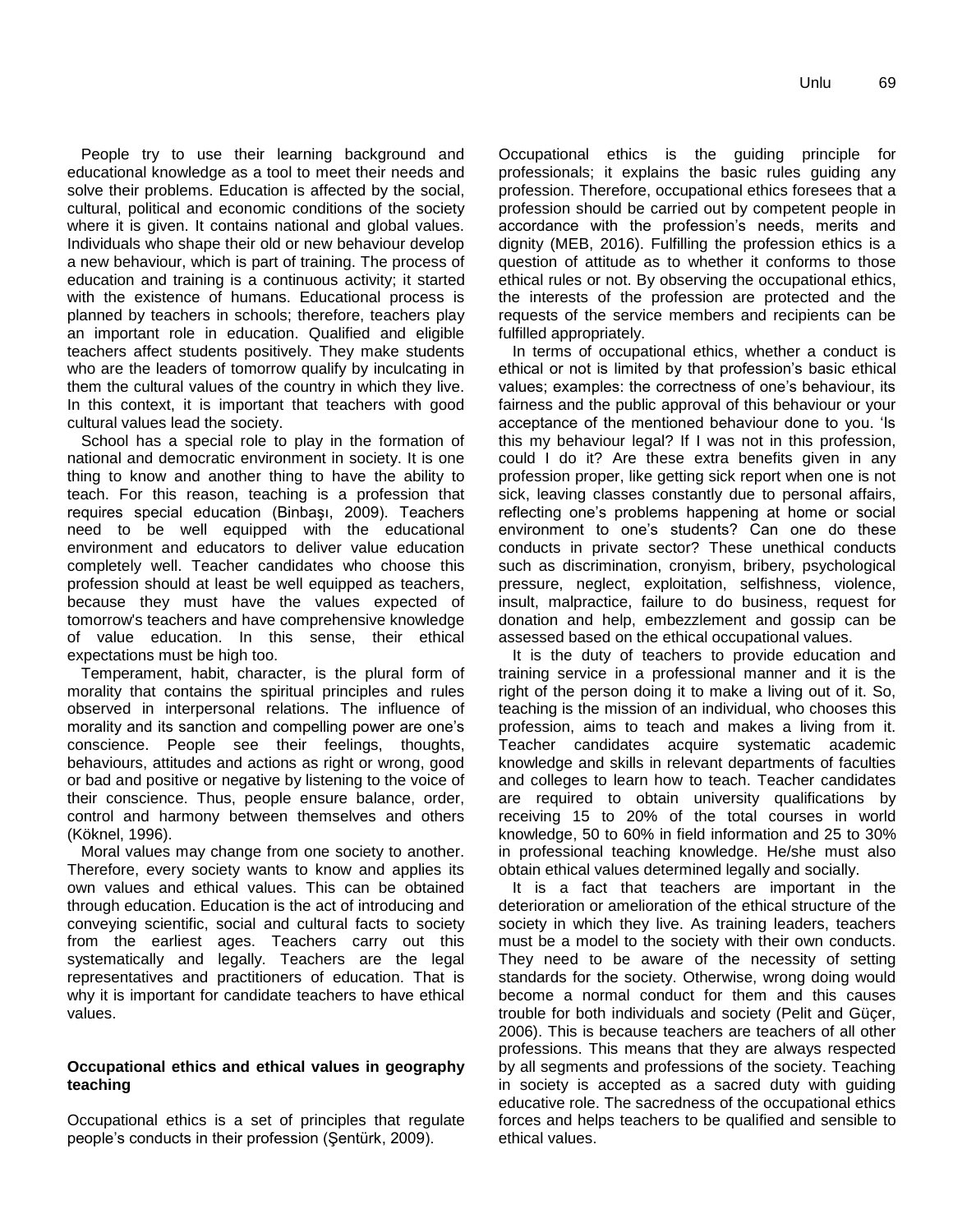People try to use their learning background and educational knowledge as a tool to meet their needs and solve their problems. Education is affected by the social, cultural, political and economic conditions of the society where it is given. It contains national and global values. Individuals who shape their old or new behaviour develop a new behaviour, which is part of training. The process of education and training is a continuous activity; it started with the existence of humans. Educational process is planned by teachers in schools; therefore, teachers play an important role in education. Qualified and eligible teachers affect students positively. They make students who are the leaders of tomorrow qualify by inculcating in them the cultural values of the country in which they live. In this context, it is important that teachers with good cultural values lead the society.

School has a special role to play in the formation of national and democratic environment in society. It is one thing to know and another thing to have the ability to teach. For this reason, teaching is a profession that requires special education (Binbaşı, 2009). Teachers need to be well equipped with the educational environment and educators to deliver value education completely well. Teacher candidates who choose this profession should at least be well equipped as teachers, because they must have the values expected of tomorrow's teachers and have comprehensive knowledge of value education. In this sense, their ethical expectations must be high too.

Temperament, habit, character, is the plural form of morality that contains the spiritual principles and rules observed in interpersonal relations. The influence of morality and its sanction and compelling power are one's conscience. People see their feelings, thoughts, behaviours, attitudes and actions as right or wrong, good or bad and positive or negative by listening to the voice of their conscience. Thus, people ensure balance, order, control and harmony between themselves and others (Köknel, 1996).

Moral values may change from one society to another. Therefore, every society wants to know and applies its own values and ethical values. This can be obtained through education. Education is the act of introducing and conveying scientific, social and cultural facts to society from the earliest ages. Teachers carry out this systematically and legally. Teachers are the legal representatives and practitioners of education. That is why it is important for candidate teachers to have ethical values.

## Occupational ethics and ethical values in geography teaching

Occupational ethics is a set of principles that regulate people's conducts in their profession (Şentürk, 2009).

Occupational ethics is the guiding principle for professionals; it explains the basic rules guiding any profession. Therefore, occupational ethics foresees that a profession should be carried out by competent people in accordance with the profession's needs, merits and dignity (MEB, 2016). Fulfilling the profession ethics is a question of attitude as to whether it conforms to those ethical rules or not. By observing the occupational ethics, the interests of the profession are protected and the requests of the service members and recipients can be fulfilled appropriately.

In terms of occupational ethics, whether a conduct is ethical or not is limited by that profession's basic ethical values; examples: the correctness of one's behaviour, its fairness and the public approval of this behaviour or your acceptance of the mentioned behaviour done to you. 'Is this my behaviour legal? If I was not in this profession, could I do it? Are these extra benefits given in any profession proper, like getting sick report when one is not sick, leaving classes constantly due to personal affairs, reflecting one's problems happening at home or social environment to one's students? Can one do these conducts in private sector? These unethical conducts such as discrimination, cronyism, bribery, psychological pressure, neglect, exploitation, selfishness, violence, insult, malpractice, failure to do business, request for donation and help, embezzlement and gossip can be assessed based on the ethical occupational values.

It is the duty of teachers to provide education and training service in a professional manner and it is the right of the person doing it to make a living out of it. So, teaching is the mission of an individual, who chooses this profession, aims to teach and makes a living from it. Teacher candidates acquire systematic academic knowledge and skills in relevant departments of faculties and colleges to learn how to teach. Teacher candidates are required to obtain university qualifications by receiving 15 to 20% of the total courses in world knowledge, 50 to 60% in field information and 25 to 30% in professional teaching knowledge. He/she must also obtain ethical values determined legally and socially.

It is a fact that teachers are important in the deterioration or amelioration of the ethical structure of the society in which they live. As training leaders, teachers must be a model to the society with their own conducts. They need to be aware of the necessity of setting standards for the society. Otherwise, wrong doing would become a normal conduct for them and this causes trouble for both individuals and society (Pelit and Güçer, 2006). This is because teachers are teachers of all other professions. This means that they are always respected by all segments and professions of the society. Teaching in society is accepted as a sacred duty with guiding educative role. The sacredness of the occupational ethics forces and helps teachers to be qualified and sensible to ethical values.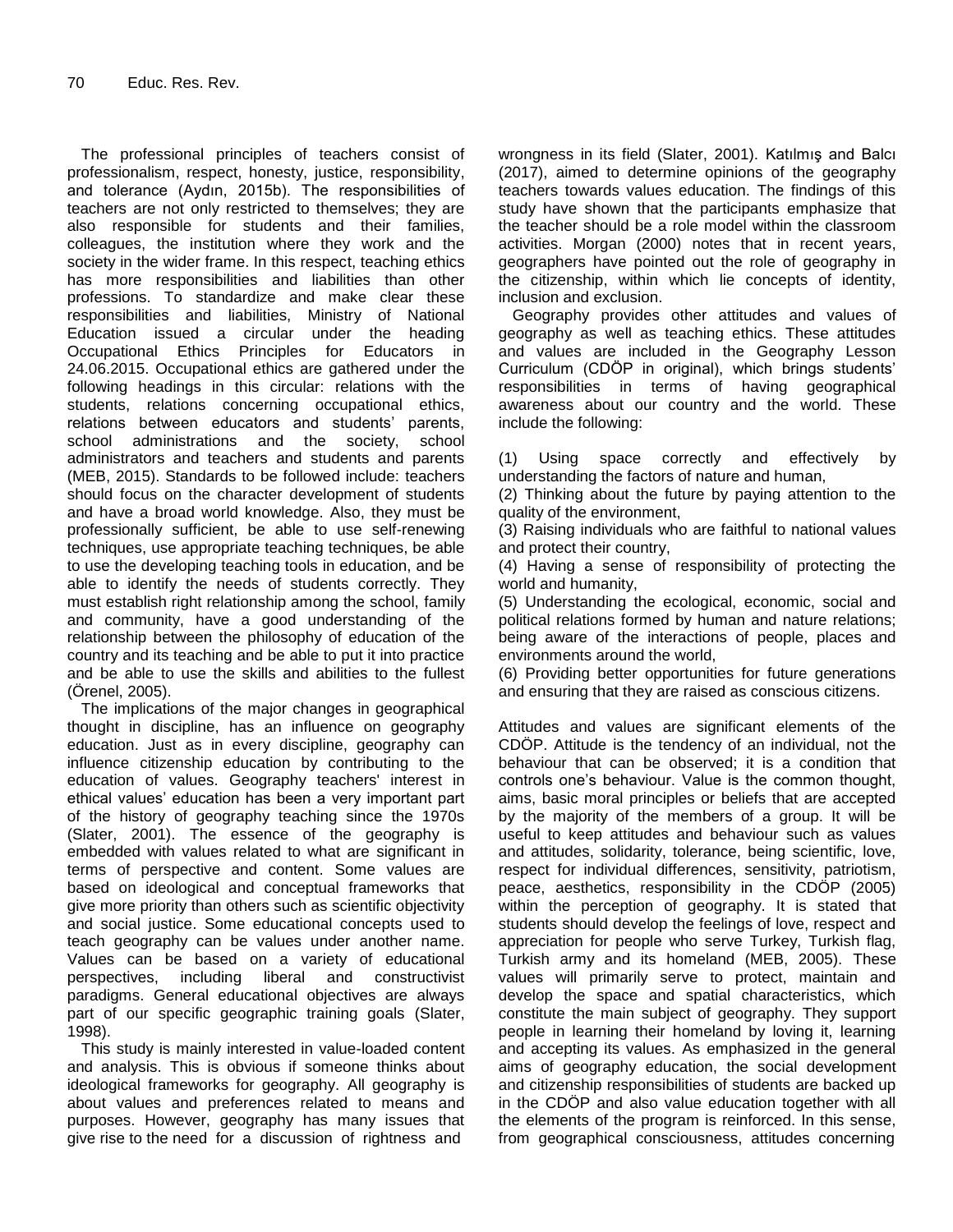The professional principles of teachers consist of professionalism, respect, honesty, justice, responsibility, and tolerance (Aydın, 2015b). The responsibilities of teachers are not only restricted to themselves; they are also responsible for students and their families, colleagues, the institution where they work and the society in the wider frame. In this respect, teaching ethics has more responsibilities and liabilities than other professions. To standardize and make clear these responsibilities and liabilities, Ministry of National Education issued a circular under the heading Occupational Ethics Principles for Educators in 24.06.2015. Occupational ethics are gathered under the following headings in this circular: relations with the students, relations concerning occupational ethics, relations between educators and students' parents, school administrations and the society, school administrators and teachers and students and parents (MEB, 2015). Standards to be followed include: teachers should focus on the character development of students and have a broad world knowledge. Also, they must be professionally sufficient, be able to use self-renewing techniques, use appropriate teaching techniques, be able to use the developing teaching tools in education, and be able to identify the needs of students correctly. They must establish right relationship among the school, family and community, have a good understanding of the relationship between the philosophy of education of the country and its teaching and be able to put it into practice and be able to use the skills and abilities to the fullest (Örenel, 2005).

The implications of the major changes in geographical thought in discipline, has an influence on geography education. Just as in every discipline, geography can influence citizenship education by contributing to the education of values. Geography teachers' interest in ethical values' education has been a very important part of the history of geography teaching since the 1970s (Slater, 2001). The essence of the geography is embedded with values related to what are significant in terms of perspective and content. Some values are based on ideological and conceptual frameworks that give more priority than others such as scientific objectivity and social justice. Some educational concepts used to teach geography can be values under another name. Values can be based on a variety of educational perspectives, including liberal and constructivist paradigms. General educational objectives are always part of our specific geographic training goals (Slater, 1998).

This study is mainly interested in value-loaded content and analysis. This is obvious if someone thinks about ideological frameworks for geography. All geography is about values and preferences related to means and purposes. However, geography has many issues that give rise to the need for a discussion of rightness and wrongness in its field (Slater, 2001). Katılmış and Balcı (2017), aimed to determine opinions of the geography teachers towards values education. The findings of this study have shown that the participants emphasize that the teacher should be a role model within the classroom activities. Morgan (2000) notes that in recent years, geographers have pointed out the role of geography in the citizenship, within which lie concepts of identity, inclusion and exclusion.

Geography provides other attitudes and values of geography as well as teaching ethics. These attitudes and values are included in the Geography Lesson Curriculum (CDÖP in original), which brings students' responsibilities in terms of having geographical awareness about our country and the world. These include the following:

(1) Using space correctly and effectively by understanding the factors of nature and human,
(2) Thinking about the future by paying attention to the quality of the environment,
(3) Raising individuals who are faithful to national values and protect their country,
(4) Having a sense of responsibility of protecting the world and humanity,
(5) Understanding the ecological, economic, social and political relations formed by human and nature relations; being aware of the interactions of people, places and environments around the world,
(6) Providing better opportunities for future generations and ensuring that they are raised as conscious citizens.

Attitudes and values are significant elements of the CDÖP. Attitude is the tendency of an individual, not the behaviour that can be observed; it is a condition that controls one's behaviour. Value is the common thought, aims, basic moral principles or beliefs that are accepted by the majority of the members of a group. It will be useful to keep attitudes and behaviour such as values and attitudes, solidarity, tolerance, being scientific, love, respect for individual differences, sensitivity, patriotism, peace, aesthetics, responsibility in the CDÖP (2005) within the perception of geography. It is stated that students should develop the feelings of love, respect and appreciation for people who serve Turkey, Turkish flag, Turkish army and its homeland (MEB, 2005). These values will primarily serve to protect, maintain and develop the space and spatial characteristics, which constitute the main subject of geography. They support people in learning their homeland by loving it, learning and accepting its values. As emphasized in the general aims of geography education, the social development and citizenship responsibilities of students are backed up in the CDÖP and also value education together with all the elements of the program is reinforced. In this sense, from geographical consciousness, attitudes concerning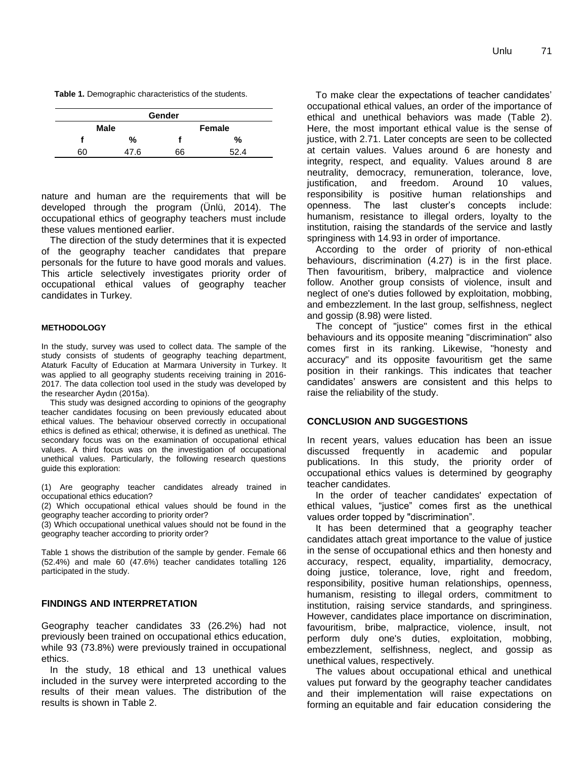**Table 1.** Demographic characteristics of the students.

| Gender | | | |
|---|---|---|---|
| **Male** | | **Female** | |
| **f** | **%** | **f** | **%** |
| 60 | 47.6 | 66 | 52.4 |

nature and human are the requirements that will be developed through the program (Ünlü, 2014). The occupational ethics of geography teachers must include these values mentioned earlier.

The direction of the study determines that it is expected of the geography teacher candidates that prepare personals for the future to have good morals and values. This article selectively investigates priority order of occupational ethical values of geography teacher candidates in Turkey.

## METHODOLOGY

In the study, survey was used to collect data. The sample of the study consists of students of geography teaching department, Ataturk Faculty of Education at Marmara University in Turkey. It was applied to all geography students receiving training in 2016-2017. The data collection tool used in the study was developed by the researcher Aydın (2015a).

This study was designed according to opinions of the geography teacher candidates focusing on been previously educated about ethical values. The behaviour observed correctly in occupational ethics is defined as ethical; otherwise, it is defined as unethical. The secondary focus was on the examination of occupational ethical values. A third focus was on the investigation of occupational unethical values. Particularly, the following research questions guide this exploration:

(1) Are geography teacher candidates already trained in occupational ethics education?
(2) Which occupational ethical values should be found in the geography teacher according to priority order?
(3) Which occupational unethical values should not be found in the geography teacher according to priority order?

Table 1 shows the distribution of the sample by gender. Female 66 (52.4%) and male 60 (47.6%) teacher candidates totalling 126 participated in the study.

## FINDINGS AND INTERPRETATION

Geography teacher candidates 33 (26.2%) had not previously been trained on occupational ethics education, while 93 (73.8%) were previously trained in occupational ethics.

In the study, 18 ethical and 13 unethical values included in the survey were interpreted according to the results of their mean values. The distribution of the results is shown in Table 2.

To make clear the expectations of teacher candidates' occupational ethical values, an order of the importance of ethical and unethical behaviors was made (Table 2). Here, the most important ethical value is the sense of justice, with 2.71. Later concepts are seen to be collected at certain values. Values around 6 are honesty and integrity, respect, and equality. Values around 8 are neutrality, democracy, remuneration, tolerance, love, justification, and freedom. Around 10 values, responsibility is positive human relationships and openness. The last cluster's concepts include: humanism, resistance to illegal orders, loyalty to the institution, raising the standards of the service and lastly springiness with 14.93 in order of importance.

According to the order of priority of non-ethical behaviours, discrimination (4.27) is in the first place. Then favouritism, bribery, malpractice and violence follow. Another group consists of violence, insult and neglect of one's duties followed by exploitation, mobbing, and embezzlement. In the last group, selfishness, neglect and gossip (8.98) were listed.

The concept of "justice" comes first in the ethical behaviours and its opposite meaning "discrimination" also comes first in its ranking. Likewise, "honesty and accuracy" and its opposite favouritism get the same position in their rankings. This indicates that teacher candidates' answers are consistent and this helps to raise the reliability of the study.

## CONCLUSION AND SUGGESTIONS

In recent years, values education has been an issue discussed frequently in academic and popular publications. In this study, the priority order of occupational ethics values is determined by geography teacher candidates.

In the order of teacher candidates' expectation of ethical values, "justice" comes first as the unethical values order topped by "discrimination".

It has been determined that a geography teacher candidates attach great importance to the value of justice in the sense of occupational ethics and then honesty and accuracy, respect, equality, impartiality, democracy, doing justice, tolerance, love, right and freedom, responsibility, positive human relationships, openness, humanism, resisting to illegal orders, commitment to institution, raising service standards, and springiness. However, candidates place importance on discrimination, favouritism, bribe, malpractice, violence, insult, not perform duly one's duties, exploitation, mobbing, embezzlement, selfishness, neglect, and gossip as unethical values, respectively.

The values about occupational ethical and unethical values put forward by the geography teacher candidates and their implementation will raise expectations on forming an equitable and fair education considering the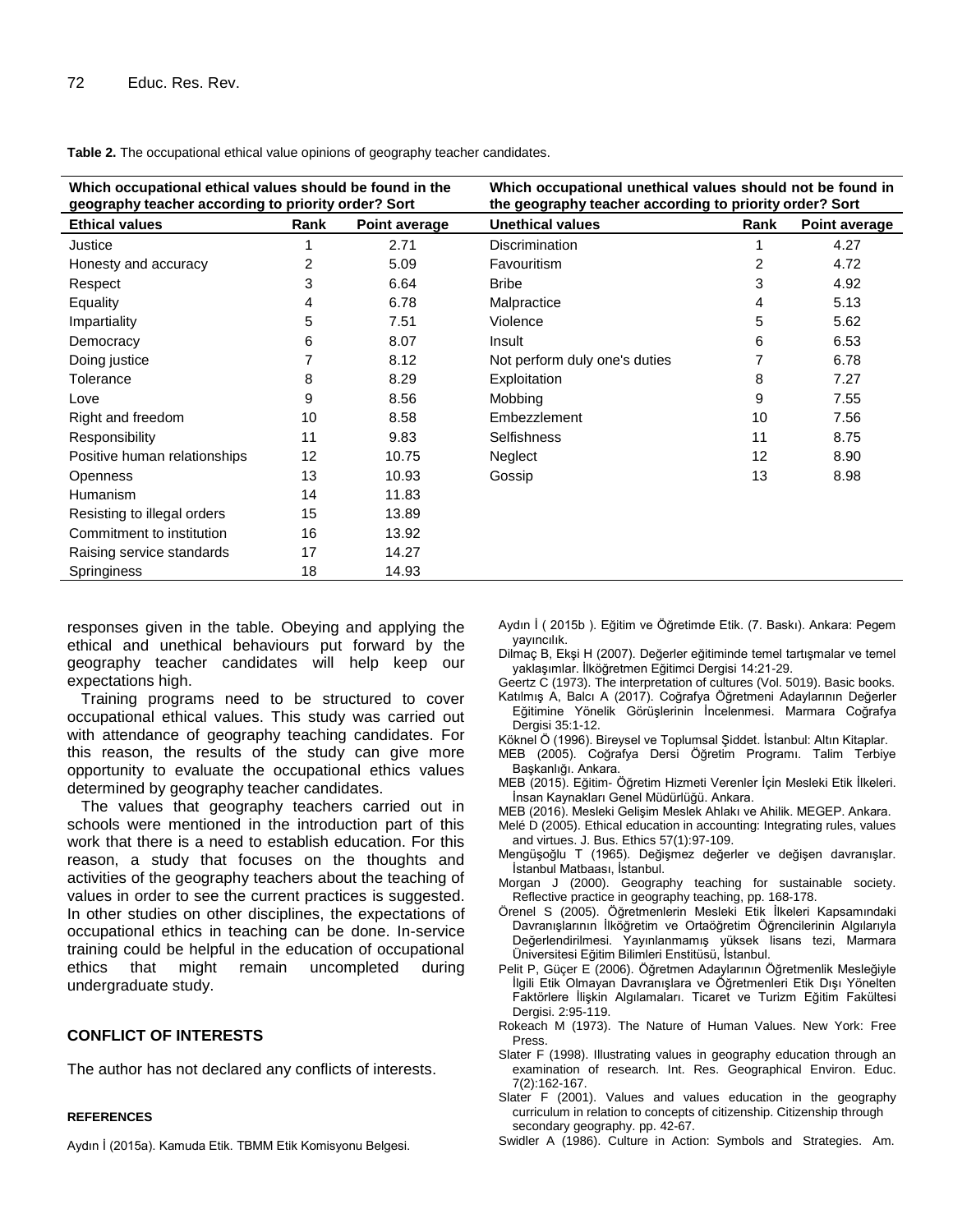**Table 2.** The occupational ethical value opinions of geography teacher candidates.

| Which occupational ethical values should be found in the geography teacher according to priority order? Sort | | | Which occupational unethical values should not be found in the geography teacher according to priority order? Sort | | |
|---|---|---|---|---|---|
| **Ethical values** | **Rank** | **Point average** | **Unethical values** | **Rank** | **Point average** |
| Justice | 1 | 2.71 | Discrimination | 1 | 4.27 |
| Honesty and accuracy | 2 | 5.09 | Favouritism | 2 | 4.72 |
| Respect | 3 | 6.64 | Bribe | 3 | 4.92 |
| Equality | 4 | 6.78 | Malpractice | 4 | 5.13 |
| Impartiality | 5 | 7.51 | Violence | 5 | 5.62 |
| Democracy | 6 | 8.07 | Insult | 6 | 6.53 |
| Doing justice | 7 | 8.12 | Not perform duly one's duties | 7 | 6.78 |
| Tolerance | 8 | 8.29 | Exploitation | 8 | 7.27 |
| Love | 9 | 8.56 | Mobbing | 9 | 7.55 |
| Right and freedom | 10 | 8.58 | Embezzlement | 10 | 7.56 |
| Responsibility | 11 | 9.83 | Selfishness | 11 | 8.75 |
| Positive human relationships | 12 | 10.75 | Neglect | 12 | 8.90 |
| Openness | 13 | 10.93 | Gossip | 13 | 8.98 |
| Humanism | 14 | 11.83 | | | |
| Resisting to illegal orders | 15 | 13.89 | | | |
| Commitment to institution | 16 | 13.92 | | | |
| Raising service standards | 17 | 14.27 | | | |
| Springiness | 18 | 14.93 | | | |

responses given in the table. Obeying and applying the ethical and unethical behaviours put forward by the geography teacher candidates will help keep our expectations high.

Training programs need to be structured to cover occupational ethical values. This study was carried out with attendance of geography teaching candidates. For this reason, the results of the study can give more opportunity to evaluate the occupational ethics values determined by geography teacher candidates.

The values that geography teachers carried out in schools were mentioned in the introduction part of this work that there is a need to establish education. For this reason, a study that focuses on the thoughts and activities of the geography teachers about the teaching of values in order to see the current practices is suggested. In other studies on other disciplines, the expectations of occupational ethics in teaching can be done. In-service training could be helpful in the education of occupational ethics that might remain uncompleted during undergraduate study.

## CONFLICT OF INTERESTS

The author has not declared any conflicts of interests.

## REFERENCES

Aydın İ (2015a). Kamuda Etik. TBMM Etik Komisyonu Belgesi.

Aydın İ ( 2015b ). Eğitim ve Öğretimde Etik. (7. Baskı). Ankara: Pegem yayıncılık.

Dilmaç B, Ekşi H (2007). Değerler eğitiminde temel tartışmalar ve temel yaklaşımlar. İlköğretmen Eğitimci Dergisi 14:21-29.

Geertz C (1973). The interpretation of cultures (Vol. 5019). Basic books.

Katılmış A, Balcı A (2017). Coğrafya Öğretmeni Adaylarının Değerler Eğitimine Yönelik Görüşlerinin İncelenmesi. Marmara Coğrafya Dergisi 35:1-12.

Köknel Ö (1996). Bireysel ve Toplumsal Şiddet. İstanbul: Altın Kitaplar.

MEB (2005). Coğrafya Dersi Öğretim Programı. Talim Terbiye Başkanlığı. Ankara.

MEB (2015). Eğitim- Öğretim Hizmeti Verenler İçin Mesleki Etik İlkeleri. İnsan Kaynakları Genel Müdürlüğü. Ankara.

MEB (2016). Mesleki Gelişim Meslek Ahlakı ve Ahilik. MEGEP. Ankara.

Melé D (2005). Ethical education in accounting: Integrating rules, values and virtues. J. Bus. Ethics 57(1):97-109.

Mengüşoğlu T (1965). Değişmez değerler ve değişen davranışlar. İstanbul Matbaası, İstanbul.

Morgan J (2000). Geography teaching for sustainable society. Reflective practice in geography teaching, pp. 168-178.

Örenel S (2005). Öğretmenlerin Mesleki Etik İlkeleri Kapsamındaki Davranışlarının İlköğretim ve Ortaöğretim Öğrencilerinin Algılarıyla Değerlendirilmesi. Yayınlanmamış yüksek lisans tezi, Marmara Üniversitesi Eğitim Bilimleri Enstitüsü, İstanbul.

Pelit P, Güçer E (2006). Öğretmen Adaylarının Öğretmenlik Mesleğiyle İlgili Etik Olmayan Davranışlara ve Öğretmenleri Etik Dışı Yönelten Faktörlere İlişkin Algılamaları. Ticaret ve Turizm Eğitim Fakültesi Dergisi. 2:95-119.

Rokeach M (1973). The Nature of Human Values. New York: Free Press.

Slater F (1998). Illustrating values in geography education through an examination of research. Int. Res. Geographical Environ. Educ. 7(2):162-167.

Slater F (2001). Values and values education in the geography curriculum in relation to concepts of citizenship. Citizenship through secondary geography. pp. 42-67.

Swidler A (1986). Culture in Action: Symbols and Strategies. Am.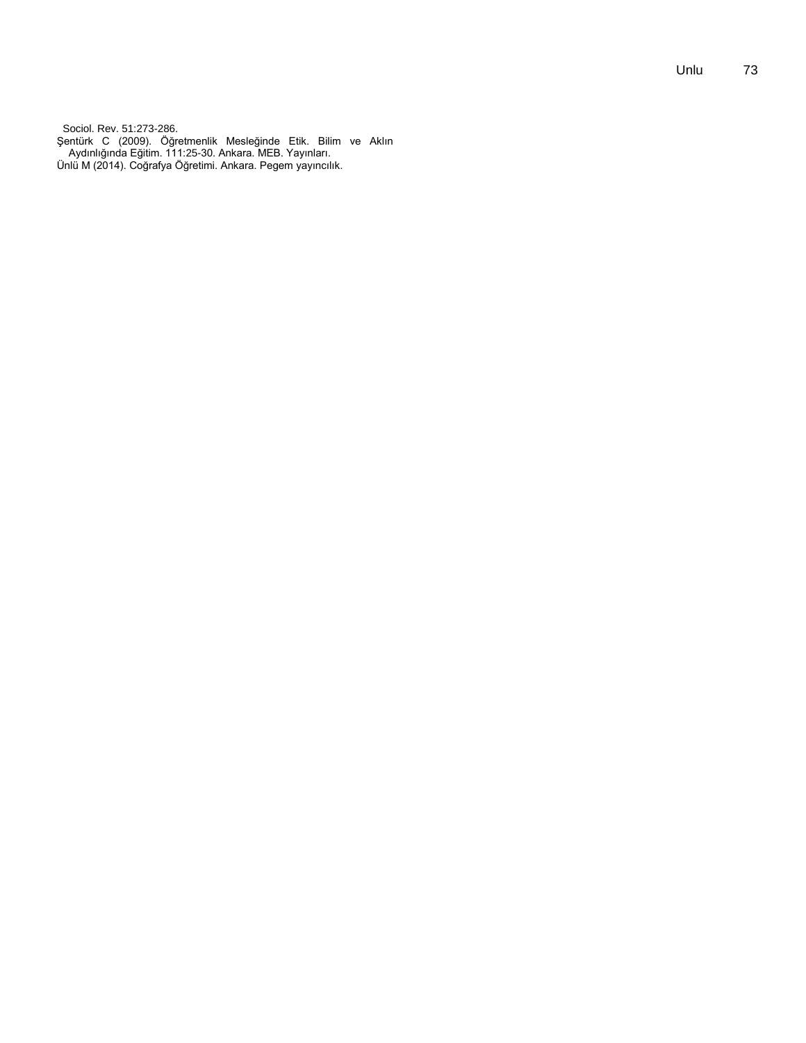Sociol. Rev. 51:273-286.

Şentürk C (2009). Öğretmenlik Mesleğinde Etik. Bilim ve Aklın Aydınlığında Eğitim. 111:25-30. Ankara. MEB. Yayınları.

Ünlü M (2014). Coğrafya Öğretimi. Ankara. Pegem yayıncılık.